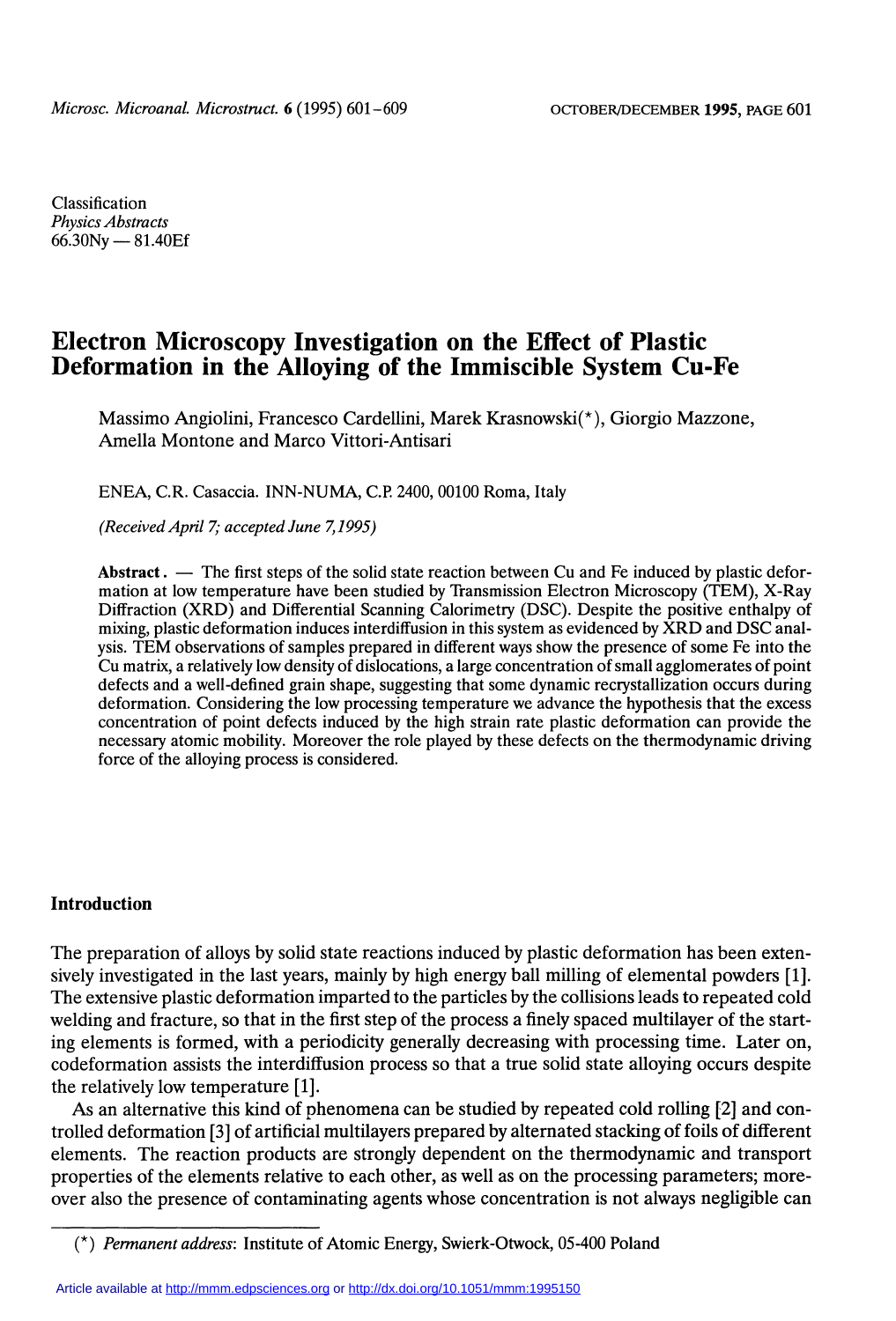Classification
*Physics Abstracts*
66.30Ny — 81.40Ef

# Electron Microscopy Investigation on the Effect of Plastic Deformation in the Alloying of the Immiscible System Cu-Fe

Massimo Angiolini, Francesco Cardellini, Marek Krasnowski(*), Giorgio Mazzone, Amella Montone and Marco Vittori-Antisari

ENEA, C.R. Casaccia. INN-NUMA, C.P. 2400, 00100 Roma, Italy

*(Received April 7; accepted June 7, 1995)*

**Abstract.** — The first steps of the solid state reaction between Cu and Fe induced by plastic deformation at low temperature have been studied by Transmission Electron Microscopy (TEM), X-Ray Diffraction (XRD) and Differential Scanning Calorimetry (DSC). Despite the positive enthalpy of mixing, plastic deformation induces interdiffusion in this system as evidenced by XRD and DSC analysis. TEM observations of samples prepared in different ways show the presence of some Fe into the Cu matrix, a relatively low density of dislocations, a large concentration of small agglomerates of point defects and a well-defined grain shape, suggesting that some dynamic recrystallization occurs during deformation. Considering the low processing temperature we advance the hypothesis that the excess concentration of point defects induced by the high strain rate plastic deformation can provide the necessary atomic mobility. Moreover the role played by these defects on the thermodynamic driving force of the alloying process is considered.

## Introduction

The preparation of alloys by solid state reactions induced by plastic deformation has been extensively investigated in the last years, mainly by high energy ball milling of elemental powders [1]. The extensive plastic deformation imparted to the particles by the collisions leads to repeated cold welding and fracture, so that in the first step of the process a finely spaced multilayer of the starting elements is formed, with a periodicity generally decreasing with processing time. Later on, codeformation assists the interdiffusion process so that a true solid state alloying occurs despite the relatively low temperature [1].

As an alternative this kind of phenomena can be studied by repeated cold rolling [2] and controlled deformation [3] of artificial multilayers prepared by alternated stacking of foils of different elements. The reaction products are strongly dependent on the thermodynamic and transport properties of the elements relative to each other, as well as on the processing parameters; moreover also the presence of contaminating agents whose concentration is not always negligible can

(*) *Permanent address*: Institute of Atomic Energy, Swierk-Otwock, 05-400 Poland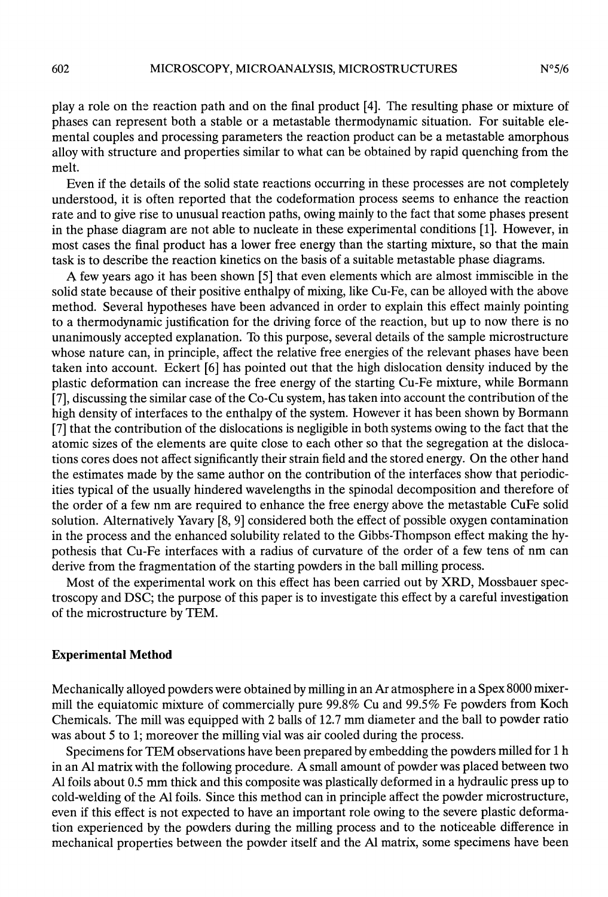play a role on the reaction path and on the final product [4]. The resulting phase or mixture of phases can represent both a stable or a metastable thermodynamic situation. For suitable elemental couples and processing parameters the reaction product can be a metastable amorphous alloy with structure and properties similar to what can be obtained by rapid quenching from the melt.

Even if the details of the solid state reactions occurring in these processes are not completely understood, it is often reported that the codeformation process seems to enhance the reaction rate and to give rise to unusual reaction paths, owing mainly to the fact that some phases present in the phase diagram are not able to nucleate in these experimental conditions [1]. However, in most cases the final product has a lower free energy than the starting mixture, so that the main task is to describe the reaction kinetics on the basis of a suitable metastable phase diagrams.

A few years ago it has been shown [5] that even elements which are almost immiscible in the solid state because of their positive enthalpy of mixing, like Cu-Fe, can be alloyed with the above method. Several hypotheses have been advanced in order to explain this effect mainly pointing to a thermodynamic justification for the driving force of the reaction, but up to now there is no unanimously accepted explanation. To this purpose, several details of the sample microstructure whose nature can, in principle, affect the relative free energies of the relevant phases have been taken into account. Eckert [6] has pointed out that the high dislocation density induced by the plastic deformation can increase the free energy of the starting Cu-Fe mixture, while Bormann [7], discussing the similar case of the Co-Cu system, has taken into account the contribution of the high density of interfaces to the enthalpy of the system. However it has been shown by Bormann [7] that the contribution of the dislocations is negligible in both systems owing to the fact that the atomic sizes of the elements are quite close to each other so that the segregation at the dislocations cores does not affect significantly their strain field and the stored energy. On the other hand the estimates made by the same author on the contribution of the interfaces show that periodicities typical of the usually hindered wavelengths in the spinodal decomposition and therefore of the order of a few nm are required to enhance the free energy above the metastable CuFe solid solution. Alternatively Yavary [8, 9] considered both the effect of possible oxygen contamination in the process and the enhanced solubility related to the Gibbs-Thompson effect making the hypothesis that Cu-Fe interfaces with a radius of curvature of the order of a few tens of nm can derive from the fragmentation of the starting powders in the ball milling process.

Most of the experimental work on this effect has been carried out by XRD, Mossbauer spectroscopy and DSC; the purpose of this paper is to investigate this effect by a careful investigation of the microstructure by TEM.

## Experimental Method

Mechanically alloyed powders were obtained by milling in an Ar atmosphere in a Spex 8000 mixer-mill the equiatomic mixture of commercially pure 99.8% Cu and 99.5% Fe powders from Koch Chemicals. The mill was equipped with 2 balls of 12.7 mm diameter and the ball to powder ratio was about 5 to 1; moreover the milling vial was air cooled during the process.

Specimens for TEM observations have been prepared by embedding the powders milled for 1 h in an Al matrix with the following procedure. A small amount of powder was placed between two Al foils about 0.5 mm thick and this composite was plastically deformed in a hydraulic press up to cold-welding of the Al foils. Since this method can in principle affect the powder microstructure, even if this effect is not expected to have an important role owing to the severe plastic deformation experienced by the powders during the milling process and to the noticeable difference in mechanical properties between the powder itself and the Al matrix, some specimens have been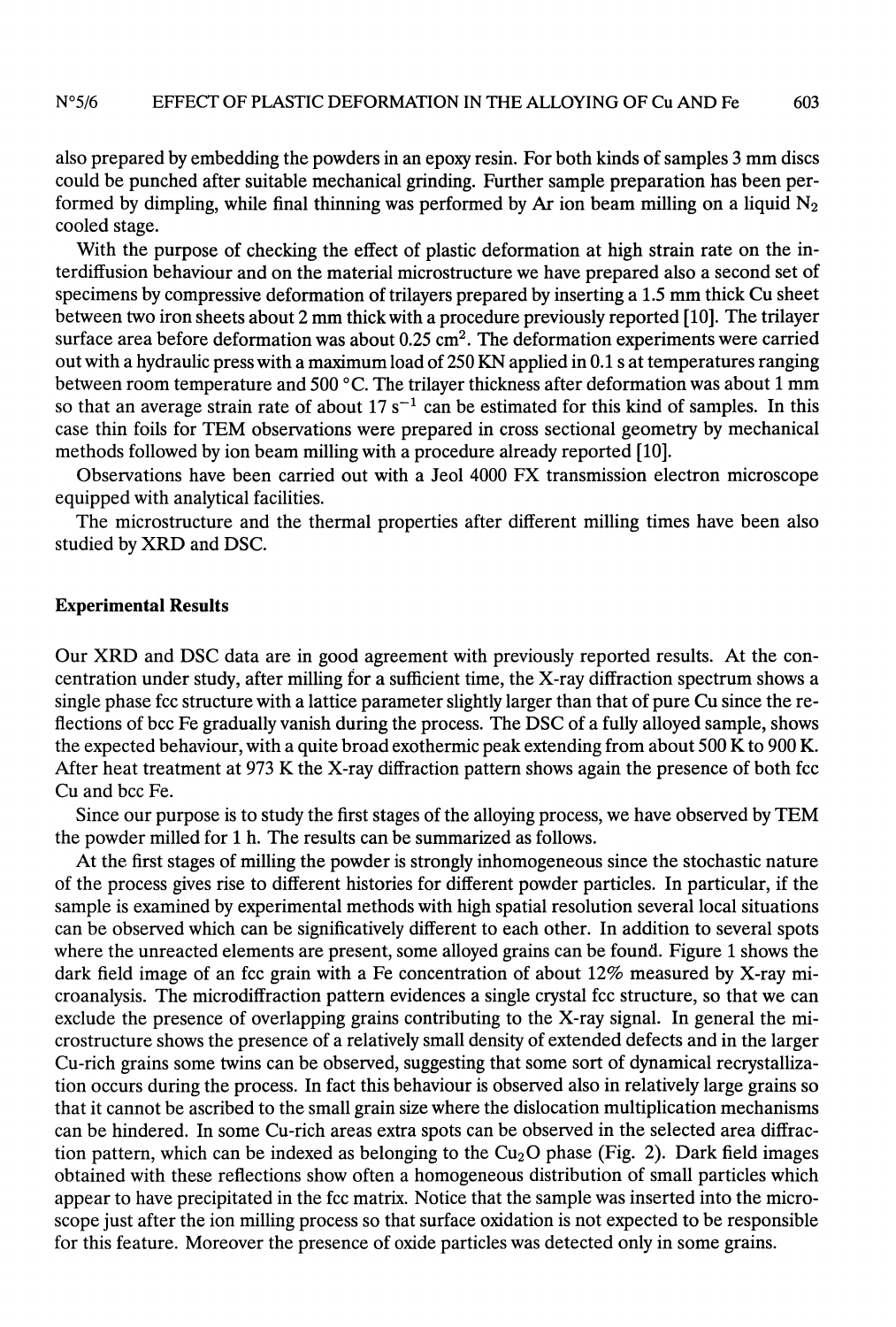also prepared by embedding the powders in an epoxy resin. For both kinds of samples 3 mm discs could be punched after suitable mechanical grinding. Further sample preparation has been performed by dimpling, while final thinning was performed by Ar ion beam milling on a liquid $N_2$ cooled stage.

With the purpose of checking the effect of plastic deformation at high strain rate on the interdiffusion behaviour and on the material microstructure we have prepared also a second set of specimens by compressive deformation of trilayers prepared by inserting a 1.5 mm thick Cu sheet between two iron sheets about 2 mm thick with a procedure previously reported [10]. The trilayer surface area before deformation was about 0.25 $cm^2$. The deformation experiments were carried out with a hydraulic press with a maximum load of 250 KN applied in 0.1 s at temperatures ranging between room temperature and 500 °C. The trilayer thickness after deformation was about 1 mm so that an average strain rate of about 17 $s^{-1}$ can be estimated for this kind of samples. In this case thin foils for TEM observations were prepared in cross sectional geometry by mechanical methods followed by ion beam milling with a procedure already reported [10].

Observations have been carried out with a Jeol 4000 FX transmission electron microscope equipped with analytical facilities.

The microstructure and the thermal properties after different milling times have been also studied by XRD and DSC.

## Experimental Results

Our XRD and DSC data are in good agreement with previously reported results. At the concentration under study, after milling for a sufficient time, the X-ray diffraction spectrum shows a single phase fcc structure with a lattice parameter slightly larger than that of pure Cu since the reflections of bcc Fe gradually vanish during the process. The DSC of a fully alloyed sample, shows the expected behaviour, with a quite broad exothermic peak extending from about 500 K to 900 K. After heat treatment at 973 K the X-ray diffraction pattern shows again the presence of both fcc Cu and bcc Fe.

Since our purpose is to study the first stages of the alloying process, we have observed by TEM the powder milled for 1 h. The results can be summarized as follows.

At the first stages of milling the powder is strongly inhomogeneous since the stochastic nature of the process gives rise to different histories for different powder particles. In particular, if the sample is examined by experimental methods with high spatial resolution several local situations can be observed which can be significatively different to each other. In addition to several spots where the unreacted elements are present, some alloyed grains can be found. Figure 1 shows the dark field image of an fcc grain with a Fe concentration of about 12% measured by X-ray microanalysis. The microdiffraction pattern evidences a single crystal fcc structure, so that we can exclude the presence of overlapping grains contributing to the X-ray signal. In general the microstructure shows the presence of a relatively small density of extended defects and in the larger Cu-rich grains some twins can be observed, suggesting that some sort of dynamical recrystallization occurs during the process. In fact this behaviour is observed also in relatively large grains so that it cannot be ascribed to the small grain size where the dislocation multiplication mechanisms can be hindered. In some Cu-rich areas extra spots can be observed in the selected area diffraction pattern, which can be indexed as belonging to the $Cu_2O$ phase (Fig. 2). Dark field images obtained with these reflections show often a homogeneous distribution of small particles which appear to have precipitated in the fcc matrix. Notice that the sample was inserted into the microscope just after the ion milling process so that surface oxidation is not expected to be responsible for this feature. Moreover the presence of oxide particles was detected only in some grains.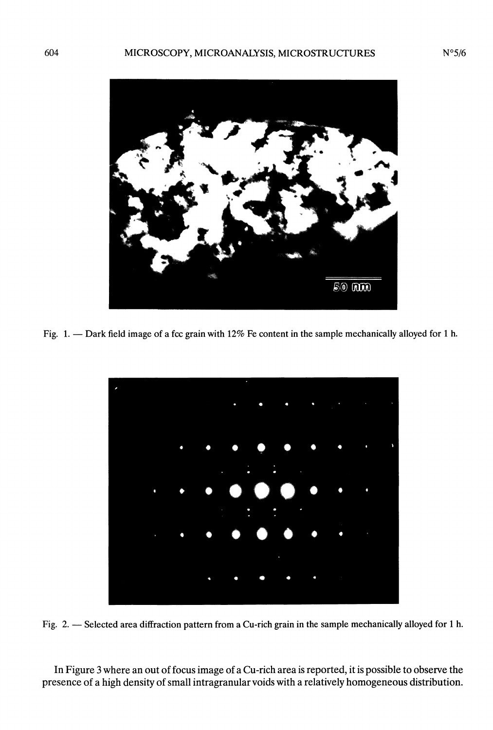Fig. 1. — Dark field image of a fcc grain with 12% Fe content in the sample mechanically alloyed for 1 h.

Fig. 2. — Selected area diffraction pattern from a Cu-rich grain in the sample mechanically alloyed for 1 h.

In Figure 3 where an out of focus image of a Cu-rich area is reported, it is possible to observe the presence of a high density of small intragranular voids with a relatively homogeneous distribution.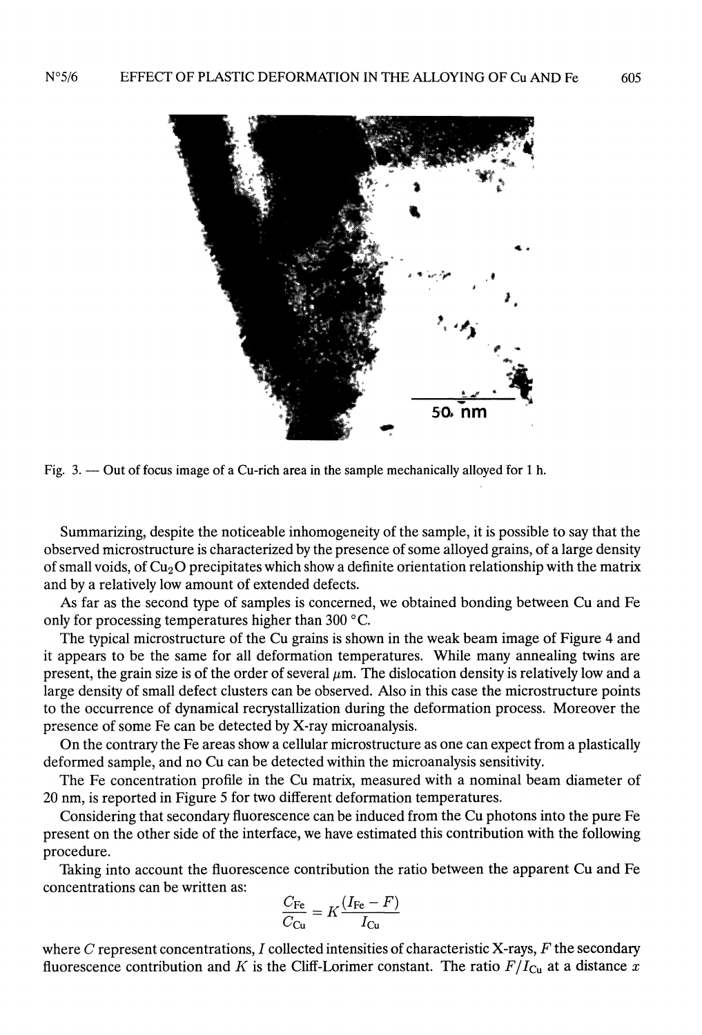50 nm

Fig. 3. — Out of focus image of a Cu-rich area in the sample mechanically alloyed for 1 h.

Summarizing, despite the noticeable inhomogeneity of the sample, it is possible to say that the observed microstructure is characterized by the presence of some alloyed grains, of a large density of small voids, of $Cu_2O$ precipitates which show a definite orientation relationship with the matrix and by a relatively low amount of extended defects.

As far as the second type of samples is concerned, we obtained bonding between Cu and Fe only for processing temperatures higher than 300 °C.

The typical microstructure of the Cu grains is shown in the weak beam image of Figure 4 and it appears to be the same for all deformation temperatures. While many annealing twins are present, the grain size is of the order of several $\mu$m. The dislocation density is relatively low and a large density of small defect clusters can be observed. Also in this case the microstructure points to the occurrence of dynamical recrystallization during the deformation process. Moreover the presence of some Fe can be detected by X-ray microanalysis.

On the contrary the Fe areas show a cellular microstructure as one can expect from a plastically deformed sample, and no Cu can be detected within the microanalysis sensitivity.

The Fe concentration profile in the Cu matrix, measured with a nominal beam diameter of 20 nm, is reported in Figure 5 for two different deformation temperatures.

Considering that secondary fluorescence can be induced from the Cu photons into the pure Fe present on the other side of the interface, we have estimated this contribution with the following procedure.

Taking into account the fluorescence contribution the ratio between the apparent Cu and Fe concentrations can be written as:

$$\frac{C_{\mathrm{Fe}}}{C_{\mathrm{Cu}}} = K\frac{(I_{\mathrm{Fe}} - F)}{I_{\mathrm{Cu}}}$$

where $C$ represent concentrations, $I$ collected intensities of characteristic X-rays, $F$ the secondary fluorescence contribution and $K$ is the Cliff-Lorimer constant. The ratio $F/I_{\mathrm{Cu}}$ at a distance $x$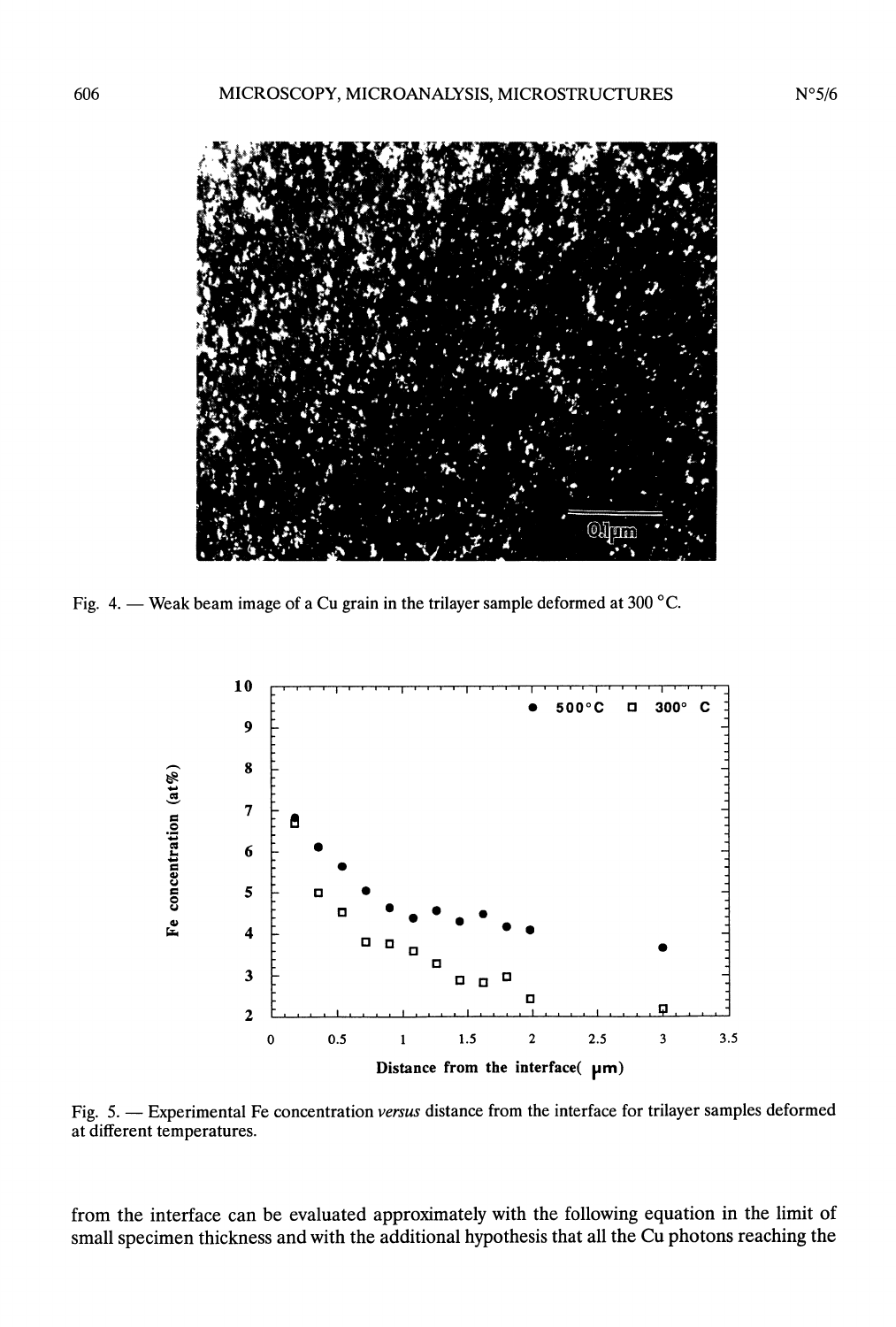0.1µm

Fig. 4. — Weak beam image of a Cu grain in the trilayer sample deformed at 300 °C.

● 500°C □ 300° C

Fe concentration (at%)

10
9
8
7
6
5
4
3
2

0 0.5 1 1.5 2 2.5 3 3.5

Distance from the interface( µm)

Fig. 5. — Experimental Fe concentration *versus* distance from the interface for trilayer samples deformed at different temperatures.

from the interface can be evaluated approximately with the following equation in the limit of small specimen thickness and with the additional hypothesis that all the Cu photons reaching the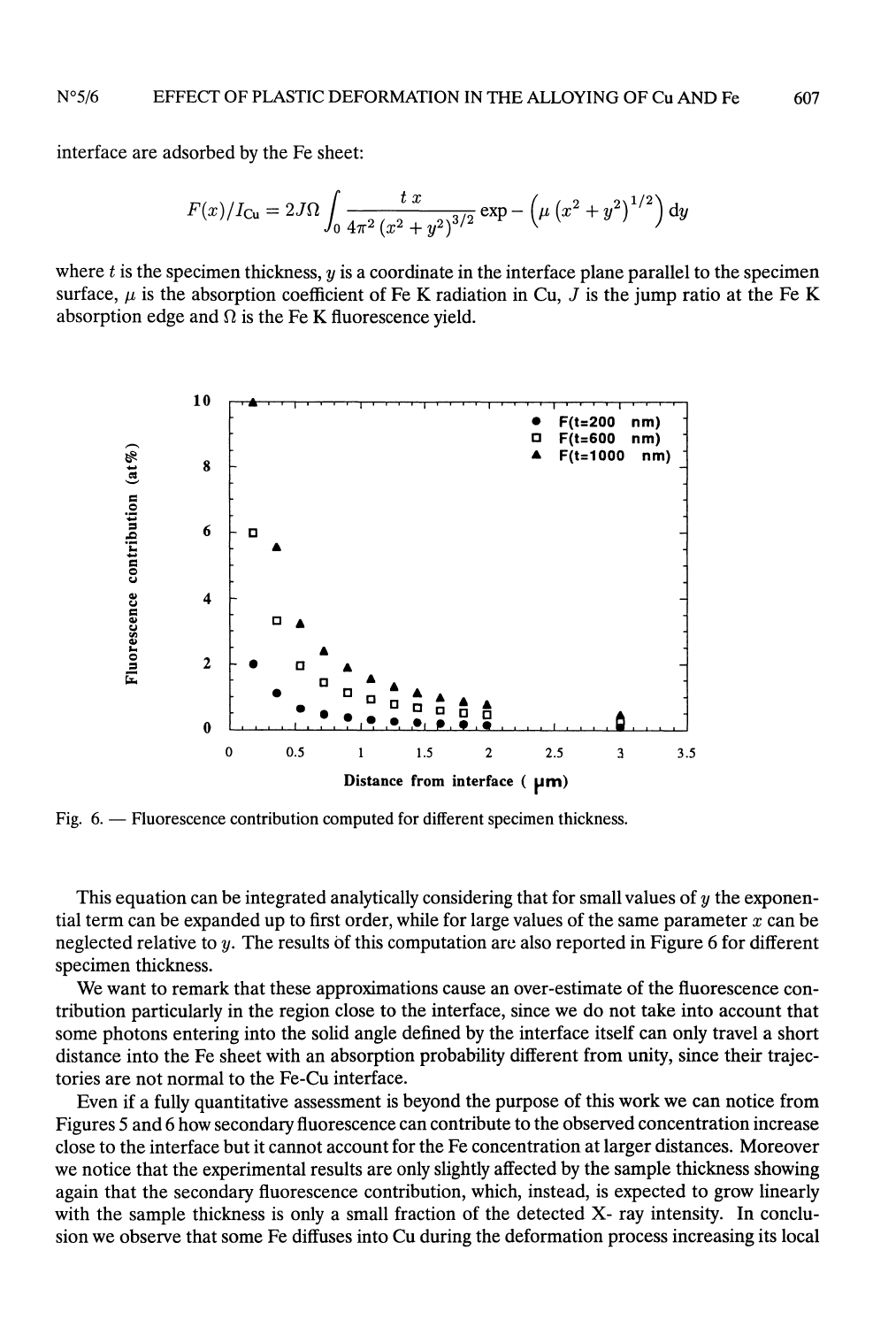interface are adsorbed by the Fe sheet:

$$F(x)/I_{\mathrm{Cu}} = 2J\Omega \int_0 \frac{t\, x}{4\pi^2 \left(x^2 + y^2\right)^{3/2}} \exp - \left(\mu \left(x^2 + y^2\right)^{1/2}\right) \mathrm{d}y$$

where $t$ is the specimen thickness, $y$ is a coordinate in the interface plane parallel to the specimen surface, $\mu$ is the absorption coefficient of Fe K radiation in Cu, $J$ is the jump ratio at the Fe K absorption edge and $\Omega$ is the Fe K fluorescence yield.

Fluorescence contribution (at%)

10
8
6
4
2
0

0
0.5
1
1.5
2
2.5
3
3.5

Distance from interface ( μm)

● F(t=200 nm)
□ F(t=600 nm)
▲ F(t=1000 nm)

Fig. 6. — Fluorescence contribution computed for different specimen thickness.

This equation can be integrated analytically considering that for small values of $y$ the exponential term can be expanded up to first order, while for large values of the same parameter $x$ can be neglected relative to $y$. The results of this computation are also reported in Figure 6 for different specimen thickness.

We want to remark that these approximations cause an over-estimate of the fluorescence contribution particularly in the region close to the interface, since we do not take into account that some photons entering into the solid angle defined by the interface itself can only travel a short distance into the Fe sheet with an absorption probability different from unity, since their trajectories are not normal to the Fe-Cu interface.

Even if a fully quantitative assessment is beyond the purpose of this work we can notice from Figures 5 and 6 how secondary fluorescence can contribute to the observed concentration increase close to the interface but it cannot account for the Fe concentration at larger distances. Moreover we notice that the experimental results are only slightly affected by the sample thickness showing again that the secondary fluorescence contribution, which, instead, is expected to grow linearly with the sample thickness is only a small fraction of the detected X- ray intensity. In conclusion we observe that some Fe diffuses into Cu during the deformation process increasing its local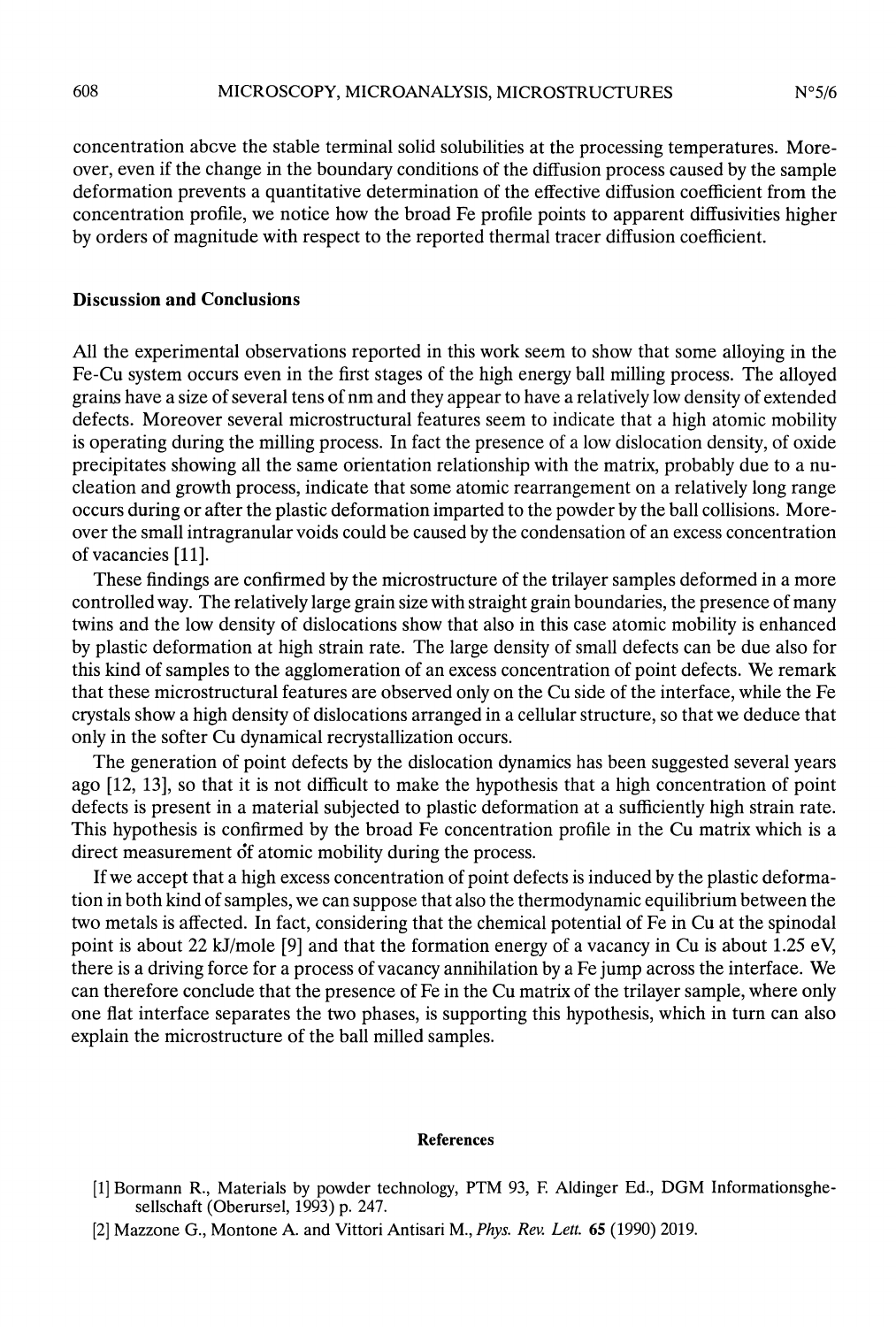concentration abcve the stable terminal solid solubilities at the processing temperatures. Moreover, even if the change in the boundary conditions of the diffusion process caused by the sample deformation prevents a quantitative determination of the effective diffusion coefficient from the concentration profile, we notice how the broad Fe profile points to apparent diffusivities higher by orders of magnitude with respect to the reported thermal tracer diffusion coefficient.

## Discussion and Conclusions

All the experimental observations reported in this work seem to show that some alloying in the Fe-Cu system occurs even in the first stages of the high energy ball milling process. The alloyed grains have a size of several tens of nm and they appear to have a relatively low density of extended defects. Moreover several microstructural features seem to indicate that a high atomic mobility is operating during the milling process. In fact the presence of a low dislocation density, of oxide precipitates showing all the same orientation relationship with the matrix, probably due to a nucleation and growth process, indicate that some atomic rearrangement on a relatively long range occurs during or after the plastic deformation imparted to the powder by the ball collisions. Moreover the small intragranular voids could be caused by the condensation of an excess concentration of vacancies [11].

These findings are confirmed by the microstructure of the trilayer samples deformed in a more controlled way. The relatively large grain size with straight grain boundaries, the presence of many twins and the low density of dislocations show that also in this case atomic mobility is enhanced by plastic deformation at high strain rate. The large density of small defects can be due also for this kind of samples to the agglomeration of an excess concentration of point defects. We remark that these microstructural features are observed only on the Cu side of the interface, while the Fe crystals show a high density of dislocations arranged in a cellular structure, so that we deduce that only in the softer Cu dynamical recrystallization occurs.

The generation of point defects by the dislocation dynamics has been suggested several years ago [12, 13], so that it is not difficult to make the hypothesis that a high concentration of point defects is present in a material subjected to plastic deformation at a sufficiently high strain rate. This hypothesis is confirmed by the broad Fe concentration profile in the Cu matrix which is a direct measurement of atomic mobility during the process.

If we accept that a high excess concentration of point defects is induced by the plastic deformation in both kind of samples, we can suppose that also the thermodynamic equilibrium between the two metals is affected. In fact, considering that the chemical potential of Fe in Cu at the spinodal point is about 22 kJ/mole [9] and that the formation energy of a vacancy in Cu is about 1.25 eV, there is a driving force for a process of vacancy annihilation by a Fe jump across the interface. We can therefore conclude that the presence of Fe in the Cu matrix of the trilayer sample, where only one flat interface separates the two phases, is supporting this hypothesis, which in turn can also explain the microstructure of the ball milled samples.

## References

[1] Bormann R., Materials by powder technology, PTM 93, F. Aldinger Ed., DGM Informationsghesellschaft (Oberursel, 1993) p. 247.

[2] Mazzone G., Montone A. and Vittori Antisari M., *Phys. Rev. Lett.* **65** (1990) 2019.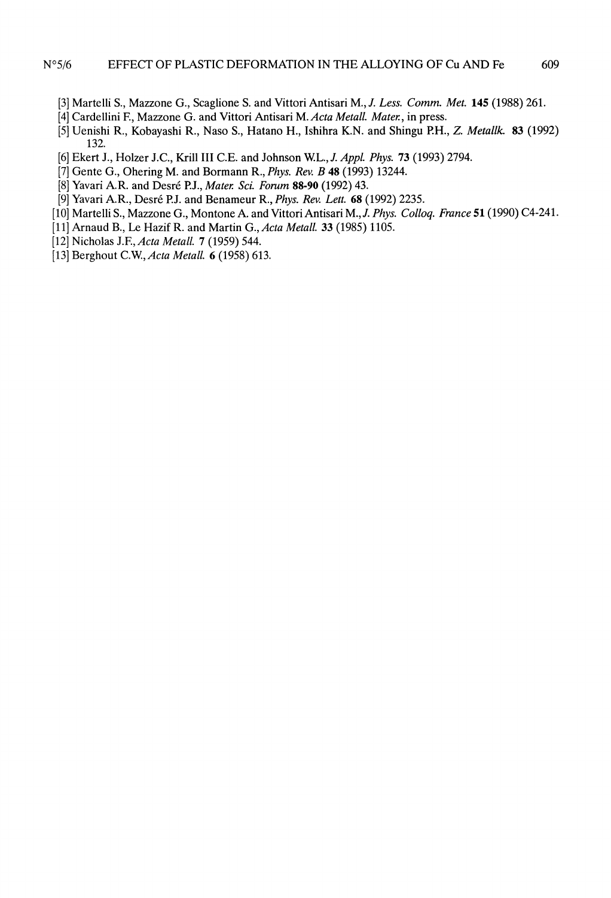[3] Martelli S., Mazzone G., Scaglione S. and Vittori Antisari M., *J. Less. Comm. Met.* **145** (1988) 261.

[4] Cardellini F., Mazzone G. and Vittori Antisari M. *Acta Metall. Mater.*, in press.

[5] Uenishi R., Kobayashi R., Naso S., Hatano H., Ishihra K.N. and Shingu P.H., *Z. Metallk.* **83** (1992) 132.

[6] Ekert J., Holzer J.C., Krill III C.E. and Johnson W.L., *J. Appl. Phys.* **73** (1993) 2794.

[7] Gente G., Ohering M. and Bormann R., *Phys. Rev. B* **48** (1993) 13244.

[8] Yavari A.R. and Desré P.J., *Mater. Sci. Forum* **88-90** (1992) 43.

[9] Yavari A.R., Desré P.J. and Benameur R., *Phys. Rev. Lett.* **68** (1992) 2235.

[10] Martelli S., Mazzone G., Montone A. and Vittori Antisari M., *J. Phys. Colloq. France* **51** (1990) C4-241.

[11] Arnaud B., Le Hazif R. and Martin G., *Acta Metall.* **33** (1985) 1105.

[12] Nicholas J.F., *Acta Metall.* **7** (1959) 544.

[13] Berghout C.W., *Acta Metall.* **6** (1958) 613.